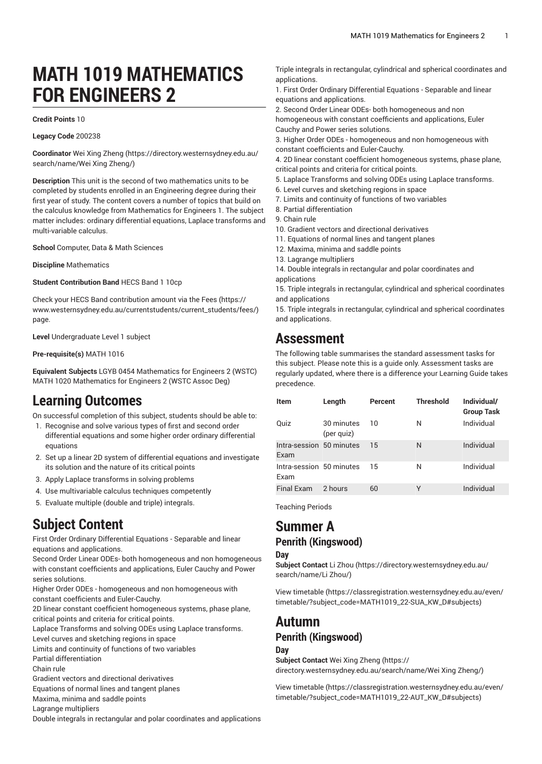# MATH 1019 MATHEMATICS FOR ENGINEERS 2

**Credit Points** 10

**Legacy Code** 200238

**Coordinator** Wei Xing Zheng (https://directory.westernsydney.edu.au/search/name/Wei Xing Zheng/)

**Description** This unit is the second of two mathematics units to be completed by students enrolled in an Engineering degree during their first year of study. The content covers a number of topics that build on the calculus knowledge from Mathematics for Engineers 1. The subject matter includes: ordinary differential equations, Laplace transforms and multi-variable calculus.

**School** Computer, Data & Math Sciences

**Discipline** Mathematics

**Student Contribution Band** HECS Band 1 10cp

Check your HECS Band contribution amount via the Fees (https://www.westernsydney.edu.au/currentstudents/current_students/fees/) page.

**Level** Undergraduate Level 1 subject

**Pre-requisite(s)** MATH 1016

**Equivalent Subjects** LGYB 0454 Mathematics for Engineers 2 (WSTC) MATH 1020 Mathematics for Engineers 2 (WSTC Assoc Deg)

## Learning Outcomes

On successful completion of this subject, students should be able to:

1. Recognise and solve various types of first and second order differential equations and some higher order ordinary differential equations
2. Set up a linear 2D system of differential equations and investigate its solution and the nature of its critical points
3. Apply Laplace transforms in solving problems
4. Use multivariable calculus techniques competently
5. Evaluate multiple (double and triple) integrals.

## Subject Content

First Order Ordinary Differential Equations - Separable and linear equations and applications.
Second Order Linear ODEs- both homogeneous and non homogeneous with constant coefficients and applications, Euler Cauchy and Power series solutions.
Higher Order ODEs - homogeneous and non homogeneous with constant coefficients and Euler-Cauchy.
2D linear constant coefficient homogeneous systems, phase plane, critical points and criteria for critical points.
Laplace Transforms and solving ODEs using Laplace transforms.
Level curves and sketching regions in space
Limits and continuity of functions of two variables
Partial differentiation
Chain rule
Gradient vectors and directional derivatives
Equations of normal lines and tangent planes
Maxima, minima and saddle points
Lagrange multipliers
Double integrals in rectangular and polar coordinates and applications
Triple integrals in rectangular, cylindrical and spherical coordinates and applications.

1. First Order Ordinary Differential Equations - Separable and linear equations and applications.
2. Second Order Linear ODEs- both homogeneous and non homogeneous with constant coefficients and applications, Euler Cauchy and Power series solutions.
3. Higher Order ODEs - homogeneous and non homogeneous with constant coefficients and Euler-Cauchy.
4. 2D linear constant coefficient homogeneous systems, phase plane, critical points and criteria for critical points.
5. Laplace Transforms and solving ODEs using Laplace transforms.
6. Level curves and sketching regions in space
7. Limits and continuity of functions of two variables
8. Partial differentiation
9. Chain rule
10. Gradient vectors and directional derivatives
11. Equations of normal lines and tangent planes
12. Maxima, minima and saddle points
13. Lagrange multipliers
14. Double integrals in rectangular and polar coordinates and applications
15. Triple integrals in rectangular, cylindrical and spherical coordinates and applications
15. Triple integrals in rectangular, cylindrical and spherical coordinates and applications.

## Assessment

The following table summarises the standard assessment tasks for this subject. Please note this is a guide only. Assessment tasks are regularly updated, where there is a difference your Learning Guide takes precedence.

| Item | Length | Percent | Threshold | Individual/ Group Task |
|---|---|---|---|---|
| Quiz | 30 minutes (per quiz) | 10 | N | Individual |
| Intra-session Exam | 50 minutes | 15 | N | Individual |
| Intra-session Exam | 50 minutes | 15 | N | Individual |
| Final Exam | 2 hours | 60 | Y | Individual |

Teaching Periods

## Summer A

### Penrith (Kingswood)

#### Day

**Subject Contact** Li Zhou (https://directory.westernsydney.edu.au/search/name/Li Zhou/)

View timetable (https://classregistration.westernsydney.edu.au/even/timetable/?subject_code=MATH1019_22-SUA_KW_D#subjects)

## Autumn

### Penrith (Kingswood)

#### Day

**Subject Contact** Wei Xing Zheng (https://directory.westernsydney.edu.au/search/name/Wei Xing Zheng/)

View timetable (https://classregistration.westernsydney.edu.au/even/timetable/?subject_code=MATH1019_22-AUT_KW_D#subjects)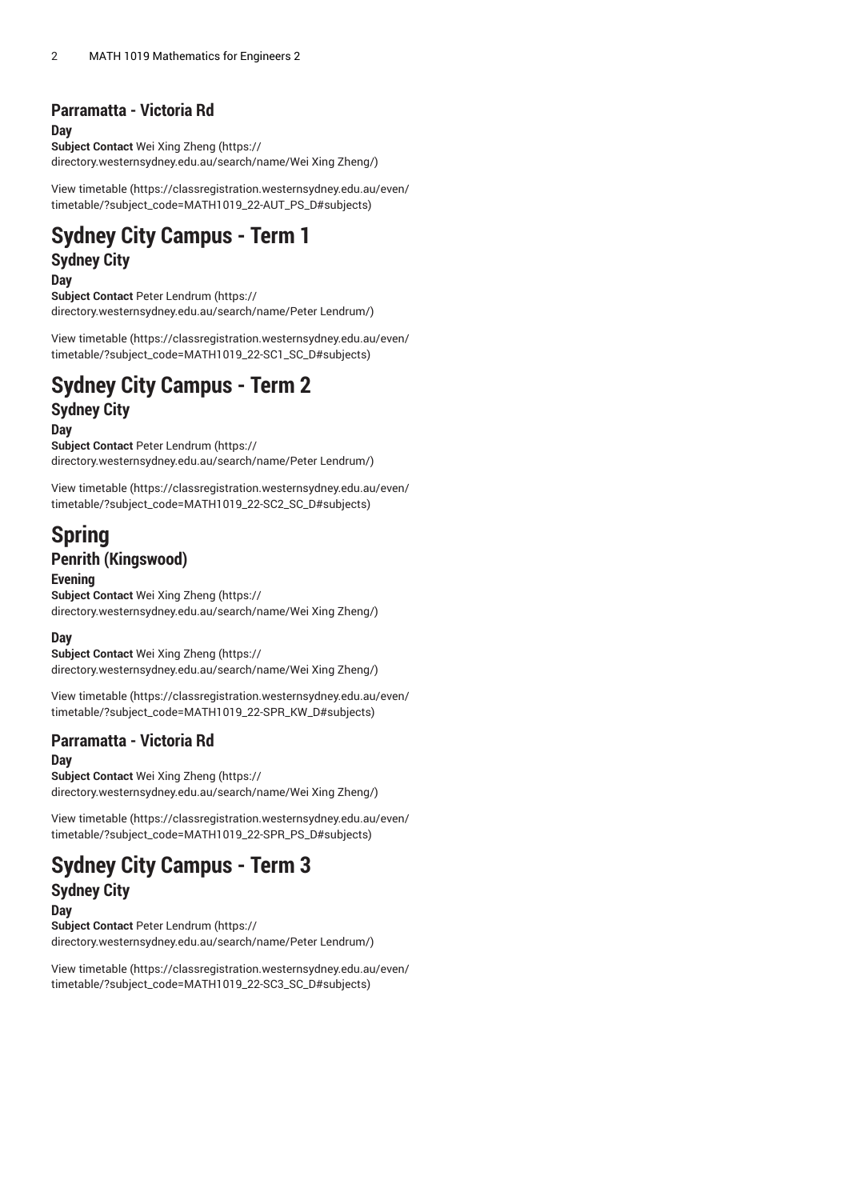### Parramatta - Victoria Rd

#### Day

**Subject Contact** Wei Xing Zheng (https://directory.westernsydney.edu.au/search/name/Wei Xing Zheng/)

View timetable (https://classregistration.westernsydney.edu.au/even/timetable/?subject_code=MATH1019_22-AUT_PS_D#subjects)

## Sydney City Campus - Term 1

### Sydney City

#### Day

**Subject Contact** Peter Lendrum (https://directory.westernsydney.edu.au/search/name/Peter Lendrum/)

View timetable (https://classregistration.westernsydney.edu.au/even/timetable/?subject_code=MATH1019_22-SC1_SC_D#subjects)

## Sydney City Campus - Term 2

### Sydney City

#### Day

**Subject Contact** Peter Lendrum (https://directory.westernsydney.edu.au/search/name/Peter Lendrum/)

View timetable (https://classregistration.westernsydney.edu.au/even/timetable/?subject_code=MATH1019_22-SC2_SC_D#subjects)

## Spring

### Penrith (Kingswood)

#### Evening

**Subject Contact** Wei Xing Zheng (https://directory.westernsydney.edu.au/search/name/Wei Xing Zheng/)

#### Day

**Subject Contact** Wei Xing Zheng (https://directory.westernsydney.edu.au/search/name/Wei Xing Zheng/)

View timetable (https://classregistration.westernsydney.edu.au/even/timetable/?subject_code=MATH1019_22-SPR_KW_D#subjects)

### Parramatta - Victoria Rd

#### Day

**Subject Contact** Wei Xing Zheng (https://directory.westernsydney.edu.au/search/name/Wei Xing Zheng/)

View timetable (https://classregistration.westernsydney.edu.au/even/timetable/?subject_code=MATH1019_22-SPR_PS_D#subjects)

## Sydney City Campus - Term 3

### Sydney City

#### Day

**Subject Contact** Peter Lendrum (https://directory.westernsydney.edu.au/search/name/Peter Lendrum/)

View timetable (https://classregistration.westernsydney.edu.au/even/timetable/?subject_code=MATH1019_22-SC3_SC_D#subjects)